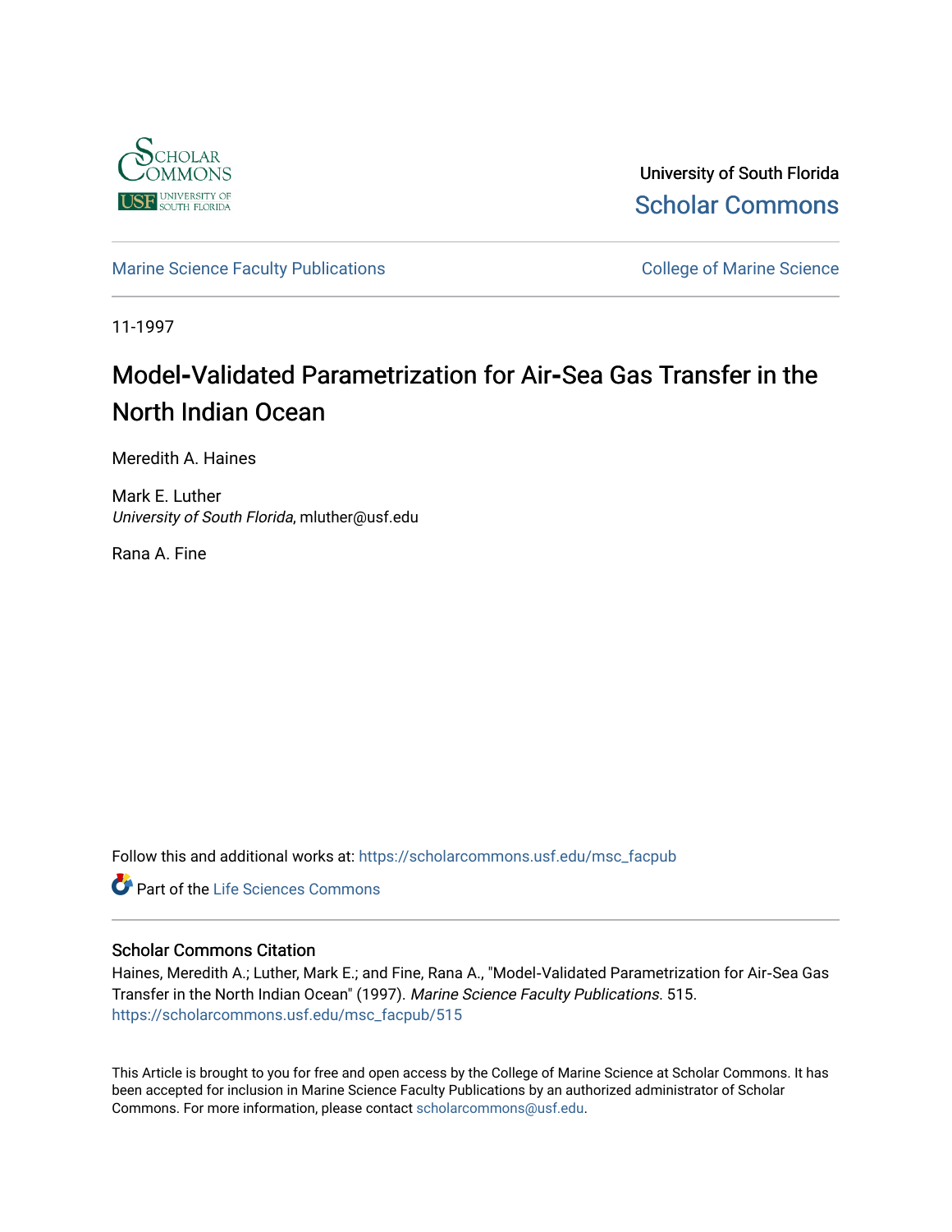University of South Florida
Scholar Commons

Marine Science Faculty Publications

College of Marine Science

11-1997

# Model-Validated Parametrization for Air-Sea Gas Transfer in the North Indian Ocean

Meredith A. Haines

Mark E. Luther
*University of South Florida*, mluther@usf.edu

Rana A. Fine

Follow this and additional works at: https://scholarcommons.usf.edu/msc_facpub

Part of the Life Sciences Commons

## Scholar Commons Citation

Haines, Meredith A.; Luther, Mark E.; and Fine, Rana A., "Model-Validated Parametrization for Air-Sea Gas Transfer in the North Indian Ocean" (1997). *Marine Science Faculty Publications*. 515.
https://scholarcommons.usf.edu/msc_facpub/515

This Article is brought to you for free and open access by the College of Marine Science at Scholar Commons. It has been accepted for inclusion in Marine Science Faculty Publications by an authorized administrator of Scholar Commons. For more information, please contact scholarcommons@usf.edu.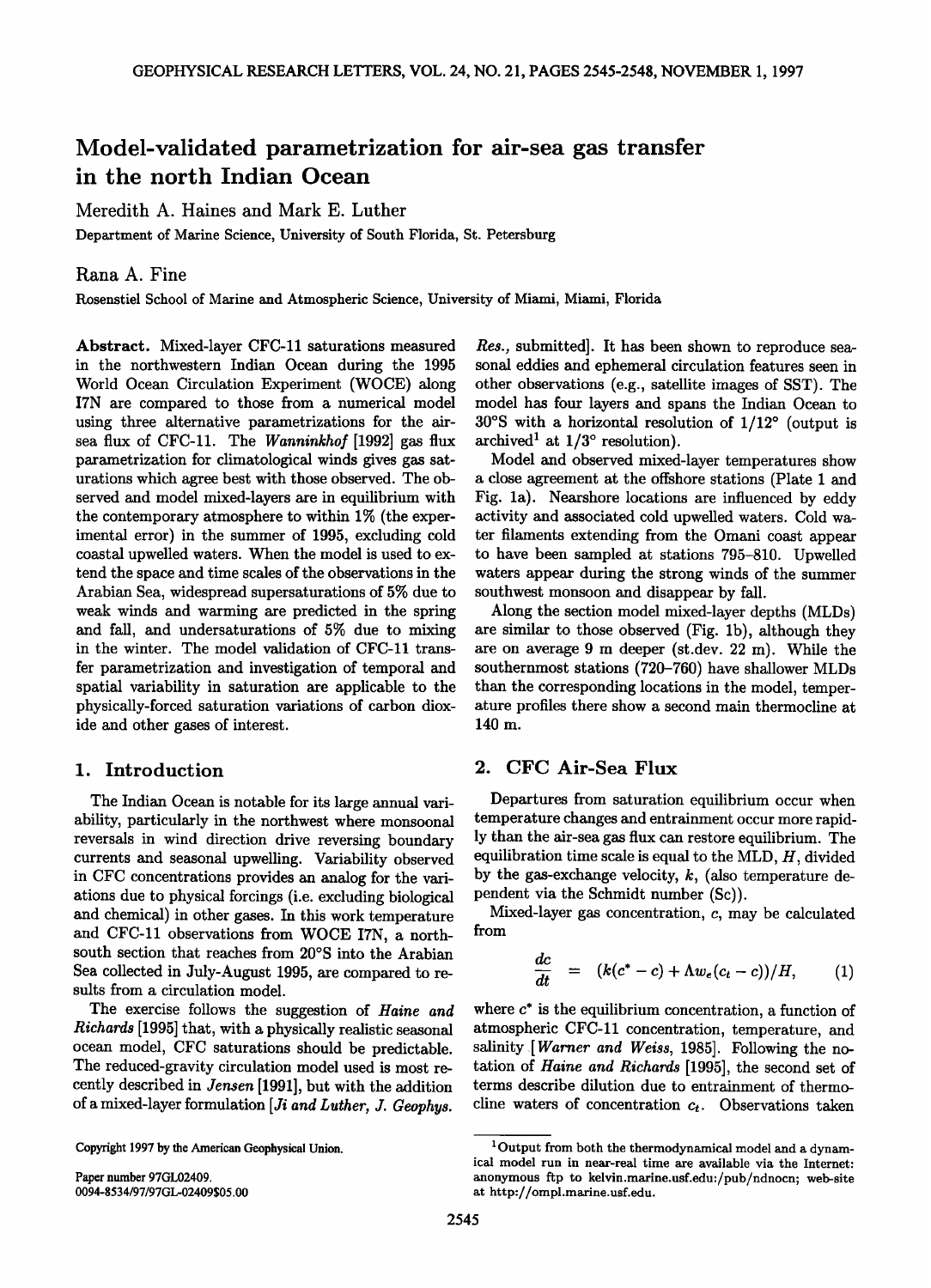# Model-validated parametrization for air-sea gas transfer in the north Indian Ocean

Meredith A. Haines and Mark E. Luther

Department of Marine Science, University of South Florida, St. Petersburg

Rana A. Fine

Rosenstiel School of Marine and Atmospheric Science, University of Miami, Miami, Florida

**Abstract.** Mixed-layer CFC-11 saturations measured in the northwestern Indian Ocean during the 1995 World Ocean Circulation Experiment (WOCE) along I7N are compared to those from a numerical model using three alternative parametrizations for the air-sea flux of CFC-11. The *Wanninkhof* [1992] gas flux parametrization for climatological winds gives gas saturations which agree best with those observed. The observed and model mixed-layers are in equilibrium with the contemporary atmosphere to within 1% (the experimental error) in the summer of 1995, excluding cold coastal upwelled waters. When the model is used to extend the space and time scales of the observations in the Arabian Sea, widespread supersaturations of 5% due to weak winds and warming are predicted in the spring and fall, and undersaturations of 5% due to mixing in the winter. The model validation of CFC-11 transfer parametrization and investigation of temporal and spatial variability in saturation are applicable to the physically-forced saturation variations of carbon dioxide and other gases of interest.

## 1. Introduction

The Indian Ocean is notable for its large annual variability, particularly in the northwest where monsoonal reversals in wind direction drive reversing boundary currents and seasonal upwelling. Variability observed in CFC concentrations provides an analog for the variations due to physical forcings (i.e. excluding biological and chemical) in other gases. In this work temperature and CFC-11 observations from WOCE I7N, a north-south section that reaches from 20°S into the Arabian Sea collected in July-August 1995, are compared to results from a circulation model.

The exercise follows the suggestion of *Haine and Richards* [1995] that, with a physically realistic seasonal ocean model, CFC saturations should be predictable. The reduced-gravity circulation model used is most recently described in *Jensen* [1991], but with the addition of a mixed-layer formulation [*Ji and Luther, J. Geophys. Res.*, submitted]. It has been shown to reproduce seasonal eddies and ephemeral circulation features seen in other observations (e.g., satellite images of SST). The model has four layers and spans the Indian Ocean to 30°S with a horizontal resolution of 1/12° (output is archived[1] at 1/3° resolution).

Model and observed mixed-layer temperatures show a close agreement at the offshore stations (Plate 1 and Fig. 1a). Nearshore locations are influenced by eddy activity and associated cold upwelled waters. Cold water filaments extending from the Omani coast appear to have been sampled at stations 795–810. Upwelled waters appear during the strong winds of the summer southwest monsoon and disappear by fall.

Along the section model mixed-layer depths (MLDs) are similar to those observed (Fig. 1b), although they are on average 9 m deeper (st.dev. 22 m). While the southernmost stations (720–760) have shallower MLDs than the corresponding locations in the model, temperature profiles there show a second main thermocline at 140 m.

## 2. CFC Air-Sea Flux

Departures from saturation equilibrium occur when temperature changes and entrainment occur more rapidly than the air-sea gas flux can restore equilibrium. The equilibration time scale is equal to the MLD, $H$, divided by the gas-exchange velocity, $k$, (also temperature dependent via the Schmidt number (Sc)).

Mixed-layer gas concentration, $c$, may be calculated from

$$\frac{dc}{dt} = (k(c^* - c) + \Lambda w_e(c_t - c))/H, \qquad (1)$$

where $c^*$ is the equilibrium concentration, a function of atmospheric CFC-11 concentration, temperature, and salinity [*Warner and Weiss*, 1985]. Following the notation of *Haine and Richards* [1995], the second set of terms describe dilution due to entrainment of thermocline waters of concentration $c_t$. Observations taken

[1] Output from both the thermodynamical model and a dynamical model run in near-real time are available via the Internet: anonymous ftp to kelvin.marine.usf.edu:/pub/ndnocn; web-site at http://ompl.marine.usf.edu.

Copyright 1997 by the American Geophysical Union.

Paper number 97GL02409.
0094-8534/97/97GL-02409$05.00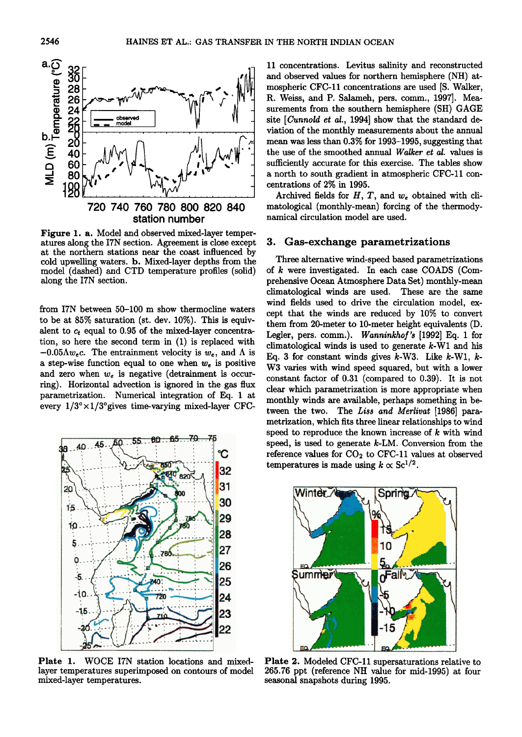Figure 1. **a.** Model and observed mixed-layer temperatures along the I7N section. Agreement is close except at the northern stations near the coast influenced by cold upwelling waters. **b.** Mixed-layer depths from the model (dashed) and CTD temperature profiles (solid) along the I7N section.

from I7N between 50–100 m show thermocline waters to be at 85% saturation (st. dev. 10%). This is equivalent to $c_t$ equal to 0.95 of the mixed-layer concentration, so here the second term in (1) is replaced with $-0.05\Lambda w_e c$. The entrainment velocity is $w_e$, and $\Lambda$ is a step-wise function equal to one when $w_e$ is positive and zero when $w_e$ is negative (detrainment is occurring). Horizontal advection is ignored in the gas flux parametrization. Numerical integration of Eq. 1 at every $1/3° \times 1/3°$ gives time-varying mixed-layer CFC-11 concentrations. Levitus salinity and reconstructed and observed values for northern hemisphere (NH) atmospheric CFC-11 concentrations are used [S. Walker, R. Weiss, and P. Salameh, pers. comm., 1997]. Measurements from the southern hemisphere (SH) GAGE site [*Cunnold et al.*, 1994] show that the standard deviation of the monthly measurements about the annual mean was less than 0.3% for 1993–1995, suggesting that the use of the smoothed annual *Walker et al.* values is sufficiently accurate for this exercise. The tables show a north to south gradient in atmospheric CFC-11 concentrations of 2% in 1995.

Archived fields for $H$, $T$, and $w_e$ obtained with climatological (monthly-mean) forcing of the thermodynamical circulation model are used.

Plate 1. WOCE I7N station locations and mixed-layer temperatures superimposed on contours of model mixed-layer temperatures.

## 3. Gas-exchange parametrizations

Three alternative wind-speed based parametrizations of $k$ were investigated. In each case COADS (Comprehensive Ocean Atmosphere Data Set) monthly-mean climatological winds are used. These are the same wind fields used to drive the circulation model, except that the winds are reduced by 10% to convert them from 20-meter to 10-meter height equivalents (D. Legler, pers. comm.). *Wanninkhof's* [1992] Eq. 1 for climatological winds is used to generate $k$-W1 and his Eq. 3 for constant winds gives $k$-W3. Like $k$-W1, $k$-W3 varies with wind speed squared, but with a lower constant factor of 0.31 (compared to 0.39). It is not clear which parametrization is more appropriate when monthly winds are available, perhaps something in between the two. The *Liss and Merlivat* [1986] parametrization, which fits three linear relationships to wind speed to reproduce the known increase of $k$ with wind speed, is used to generate $k$-LM. Conversion from the reference values for $CO_2$ to CFC-11 values at observed temperatures is made using $k \propto Sc^{1/2}$.

Plate 2. Modeled CFC-11 supersaturations relative to 265.76 ppt (reference NH value for mid-1995) at four seasonal snapshots during 1995.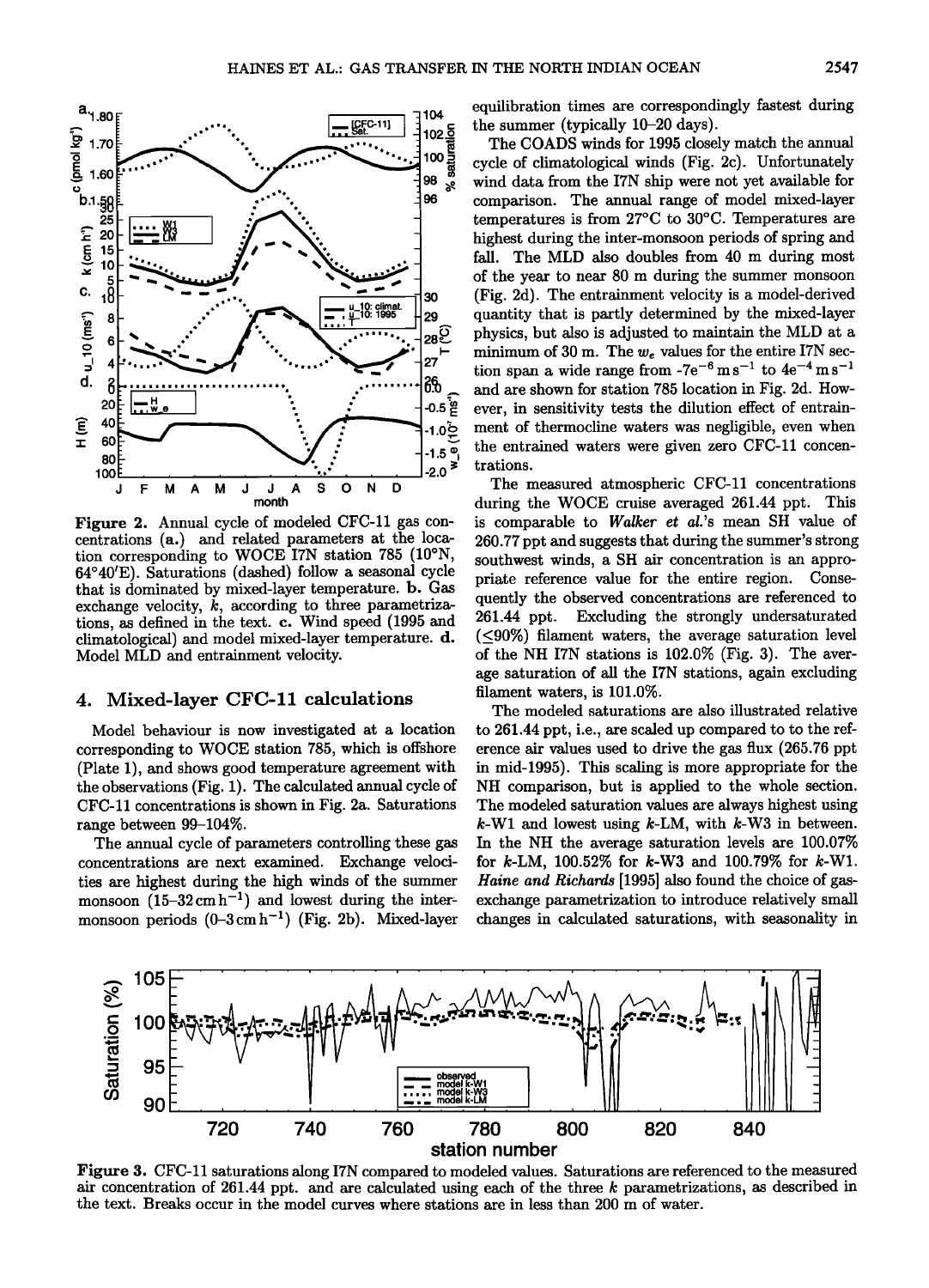Figure 2. Annual cycle of modeled CFC-11 gas concentrations (a.) and related parameters at the location corresponding to WOCE I7N station 785 (10°N, 64°40'E). Saturations (dashed) follow a seasonal cycle that is dominated by mixed-layer temperature. b. Gas exchange velocity, $k$, according to three parametrizations, as defined in the text. c. Wind speed (1995 and climatological) and model mixed-layer temperature. d. Model MLD and entrainment velocity.

## 4. Mixed-layer CFC-11 calculations

Model behaviour is now investigated at a location corresponding to WOCE station 785, which is offshore (Plate 1), and shows good temperature agreement with the observations (Fig. 1). The calculated annual cycle of CFC-11 concentrations is shown in Fig. 2a. Saturations range between 99–104%.

The annual cycle of parameters controlling these gas concentrations are next examined. Exchange velocities are highest during the high winds of the summer monsoon (15–32 cm h$^{-1}$) and lowest during the inter-monsoon periods (0–3 cm h$^{-1}$) (Fig. 2b). Mixed-layer equilibration times are correspondingly fastest during the summer (typically 10–20 days).

The COADS winds for 1995 closely match the annual cycle of climatological winds (Fig. 2c). Unfortunately wind data from the I7N ship were not yet available for comparison. The annual range of model mixed-layer temperatures is from 27°C to 30°C. Temperatures are highest during the inter-monsoon periods of spring and fall. The MLD also doubles from 40 m during most of the year to near 80 m during the summer monsoon (Fig. 2d). The entrainment velocity is a model-derived quantity that is partly determined by the mixed-layer physics, but also is adjusted to maintain the MLD at a minimum of 30 m. The $w_e$ values for the entire I7N section span a wide range from -7e$^{-6}$ m s$^{-1}$ to 4e$^{-4}$ m s$^{-1}$ and are shown for station 785 in Fig. 2d. However, in sensitivity tests the dilution effect of entrainment of thermocline waters was negligible, even when the entrained waters were given zero CFC-11 concentrations.

The measured atmospheric CFC-11 concentrations during the WOCE cruise averaged 261.44 ppt. This is comparable to *Walker et al.*'s mean SH value of 260.77 ppt and suggests that during the summer's strong southwest winds, a SH air concentration is an appropriate reference value for the entire region. Consequently the observed concentrations are referenced to 261.44 ppt. Excluding the strongly undersaturated ($\leq$90%) filament waters, the average saturation level of the NH I7N stations is 102.0% (Fig. 3). The average saturation of all the I7N stations, again excluding filament waters, is 101.0%.

The modeled saturations are also illustrated relative to 261.44 ppt, i.e., are scaled up compared to to the reference air values used to drive the gas flux (265.76 ppt in mid-1995). This scaling is more appropriate for the NH comparison, but is applied to the whole section. The modeled saturation values are always highest using $k$-W1 and lowest using $k$-LM, with $k$-W3 in between. In the NH the average saturation levels are 100.07% for $k$-LM, 100.52% for $k$-W3 and 100.79% for $k$-W1. *Haine and Richards* [1995] also found the choice of gas-exchange parametrization to introduce relatively small changes in calculated saturations, with seasonality in

Figure 3. CFC-11 saturations along I7N compared to modeled values. Saturations are referenced to the measured air concentration of 261.44 ppt. and are calculated using each of the three $k$ parametrizations, as described in the text. Breaks occur in the model curves where stations are in less than 200 m of water.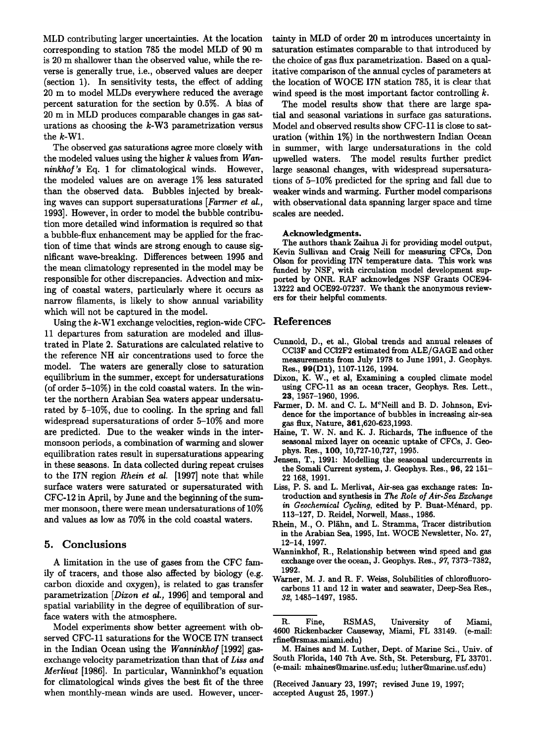MLD contributing larger uncertainties. At the location corresponding to station 785 the model MLD of 90 m is 20 m shallower than the observed value, while the reverse is generally true, i.e., observed values are deeper (section 1). In sensitivity tests, the effect of adding 20 m to model MLDs everywhere reduced the average percent saturation for the section by 0.5%. A bias of 20 m in MLD produces comparable changes in gas saturations as choosing the $k$-W3 parametrization versus the $k$-W1.

The observed gas saturations agree more closely with the modeled values using the higher $k$ values from *Wanninkhof's* Eq. 1 for climatological winds. However, the modeled values are on average 1% less saturated than the observed data. Bubbles injected by breaking waves can support supersaturations [*Farmer et al.,* 1993]. However, in order to model the bubble contribution more detailed wind information is required so that a bubble-flux enhancement may be applied for the fraction of time that winds are strong enough to cause significant wave-breaking. Differences between 1995 and the mean climatology represented in the model may be responsible for other discrepancies. Advection and mixing of coastal waters, particularly where it occurs as narrow filaments, is likely to show annual variability which will not be captured in the model.

Using the $k$-W1 exchange velocities, region-wide CFC-11 departures from saturation are modeled and illustrated in Plate 2. Saturations are calculated relative to the reference NH air concentrations used to force the model. The waters are generally close to saturation equilibrium in the summer, except for undersaturations (of order 5–10%) in the cold coastal waters. In the winter the northern Arabian Sea waters appear undersaturated by 5–10%, due to cooling. In the spring and fall widespread supersaturations of order 5–10% and more are predicted. Due to the weaker winds in the intermonsoon periods, a combination of warming and slower equilibration rates result in supersaturations appearing in these seasons. In data collected during repeat cruises to the I7N region *Rhein et al.* [1997] note that while surface waters were saturated or supersaturated with CFC-12 in April, by June and the beginning of the summer monsoon, there were mean undersaturations of 10% and values as low as 70% in the cold coastal waters.

## 5. Conclusions

A limitation in the use of gases from the CFC family of tracers, and those also affected by biology (e.g. carbon dioxide and oxygen), is related to gas transfer parametrization [*Dixon et al.,* 1996] and temporal and spatial variability in the degree of equilibration of surface waters with the atmosphere.

Model experiments show better agreement with observed CFC-11 saturations for the WOCE I7N transect in the Indian Ocean using the *Wanninkhof* [1992] gas-exchange velocity parametrization than that of *Liss and Merlivat* [1986]. In particular, Wanninkhof's equation for climatological winds gives the best fit of the three when monthly-mean winds are used. However, uncertainty in MLD of order 20 m introduces uncertainty in saturation estimates comparable to that introduced by the choice of gas flux parametrization. Based on a qualitative comparison of the annual cycles of parameters at the location of WOCE I7N station 785, it is clear that wind speed is the most important factor controlling $k$.

The model results show that there are large spatial and seasonal variations in surface gas saturations. Model and observed results show CFC-11 is close to saturation (within 1%) in the northwestern Indian Ocean in summer, with large undersaturations in the cold upwelled waters. The model results further predict large seasonal changes, with widespread supersaturations of 5–10% predicted for the spring and fall due to weaker winds and warming. Further model comparisons with observational data spanning larger space and time scales are needed.

**Acknowledgments.**
The authors thank Zaihua Ji for providing model output, Kevin Sullivan and Craig Neill for measuring CFCs, Don Olson for providing I7N temperature data. This work was funded by NSF, with circulation model development supported by ONR. RAF acknowledges NSF Grants OCE94-13222 and OCE92-07237. We thank the anonymous reviewers for their helpful comments.

## References

Cunnold, D., et al., Global trends and annual releases of CCl3F and CCl2F2 estimated from ALE/GAGE and other measurements from July 1978 to June 1991, J. Geophys. Res., **99(D1)**, 1107-1126, 1994.

Dixon, K. W., et al, Examining a coupled climate model using CFC-11 as an ocean tracer, Geophys. Res. Lett., **23**, 1957-1960, 1996.

Farmer, D. M. and C. L. McNeill and B. D. Johnson, Evidence for the importance of bubbles in increasing air-sea gas flux, Nature, **361**,620-623,1993.

Haine, T. W. N. and K. J. Richards, The influence of the seasonal mixed layer on oceanic uptake of CFCs, J. Geophys. Res., **100**, 10,727-10,727, 1995.

Jensen, T., 1991: Modelling the seasonal undercurrents in the Somali Current system, J. Geophys. Res., **96**, 22 151-22 168, 1991.

Liss, P. S. and L. Merlivat, Air-sea gas exchange rates: Introduction and synthesis in *The Role of Air-Sea Exchange in Geochemical Cycling*, edited by P. Buat-Ménard, pp. 113-127, D. Reidel, Norwell, Mass., 1986.

Rhein, M., O. Plähn, and L. Stramma, Tracer distribution in the Arabian Sea, 1995, Int. WOCE Newsletter, No. 27, 12-14, 1997.

Wanninkhof, R., Relationship between wind speed and gas exchange over the ocean, J. Geophys. Res., *97*, 7373-7382, 1992.

Warner, M. J. and R. F. Weiss, Solubilities of chlorofluorocarbons 11 and 12 in water and seawater, Deep-Sea Res., *32*, 1485-1497, 1985.

R. Fine, RSMAS, University of Miami, 4600 Rickenbacker Causeway, Miami, FL 33149. (e-mail: rfine@rsmas.miami.edu)

M. Haines and M. Luther, Dept. of Marine Sci., Univ. of South Florida, 140 7th Ave. Sth, St. Petersburg, FL 33701. (e-mail: mhaines@marine.usf.edu; luther@marine.usf.edu)

(Received January 23, 1997; revised June 19, 1997; accepted August 25, 1997.)